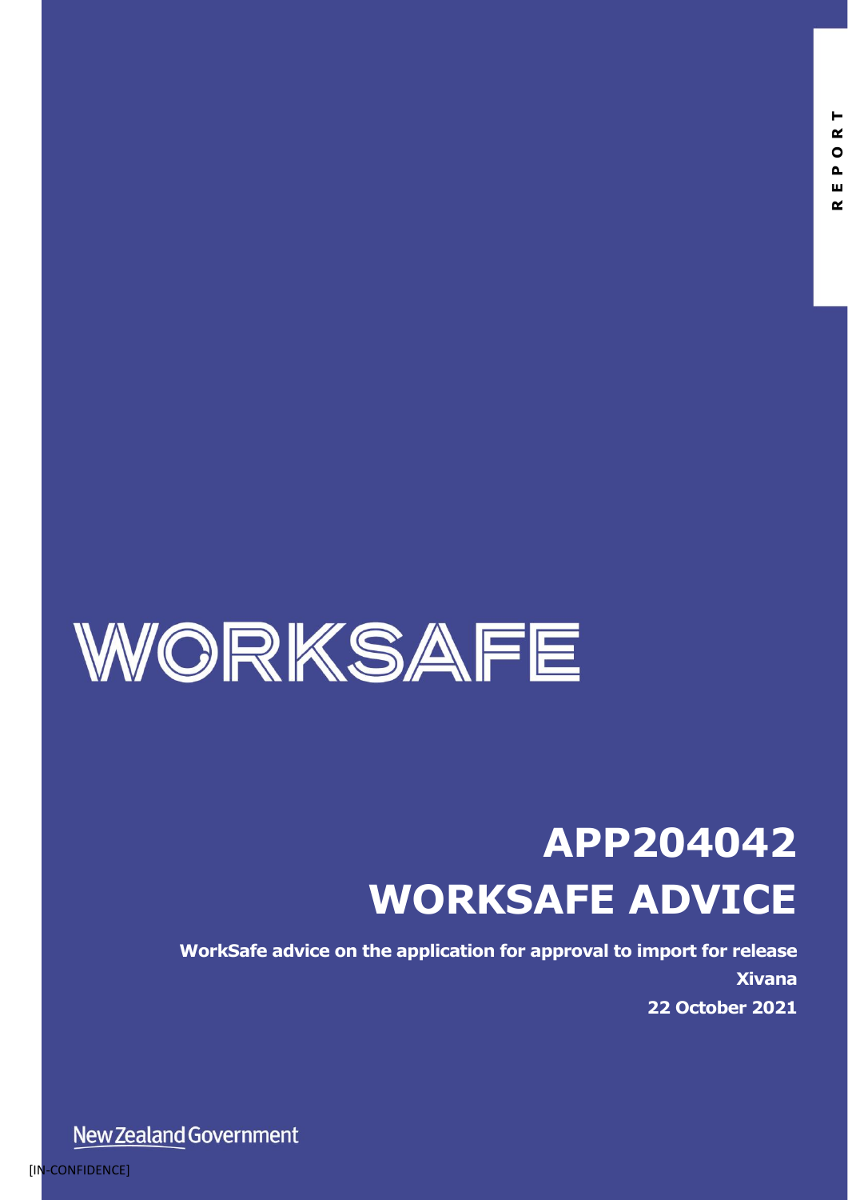REPORT

WORKSAFE

# APP204042 WORKSAFE ADVICE

**WorkSafe advice on the application for approval to import for release**

**Xivana**

**22 October 2021**

New Zealand Government

[IN-CONFIDENCE]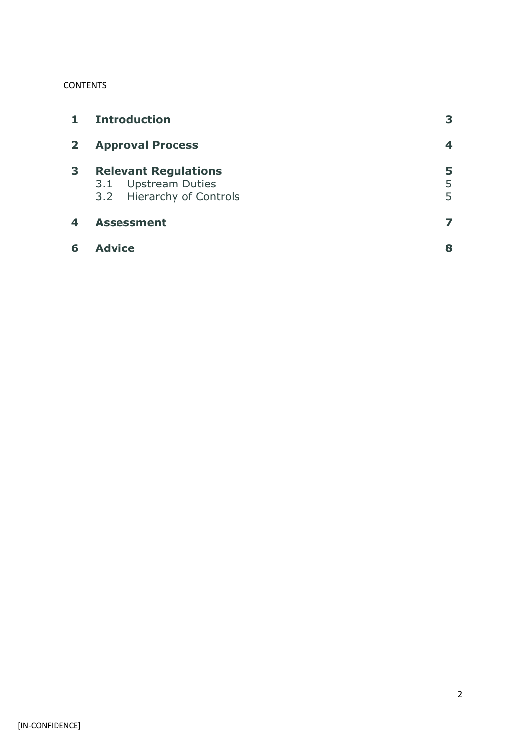CONTENTS

| | | |
|---|---|---|
| **1** | **Introduction** | **3** |
| **2** | **Approval Process** | **4** |
| **3** | **Relevant Regulations** | **5** |
| | 3.1 Upstream Duties | 5 |
| | 3.2 Hierarchy of Controls | 5 |
| **4** | **Assessment** | **7** |
| **6** | **Advice** | **8** |

[IN-CONFIDENCE]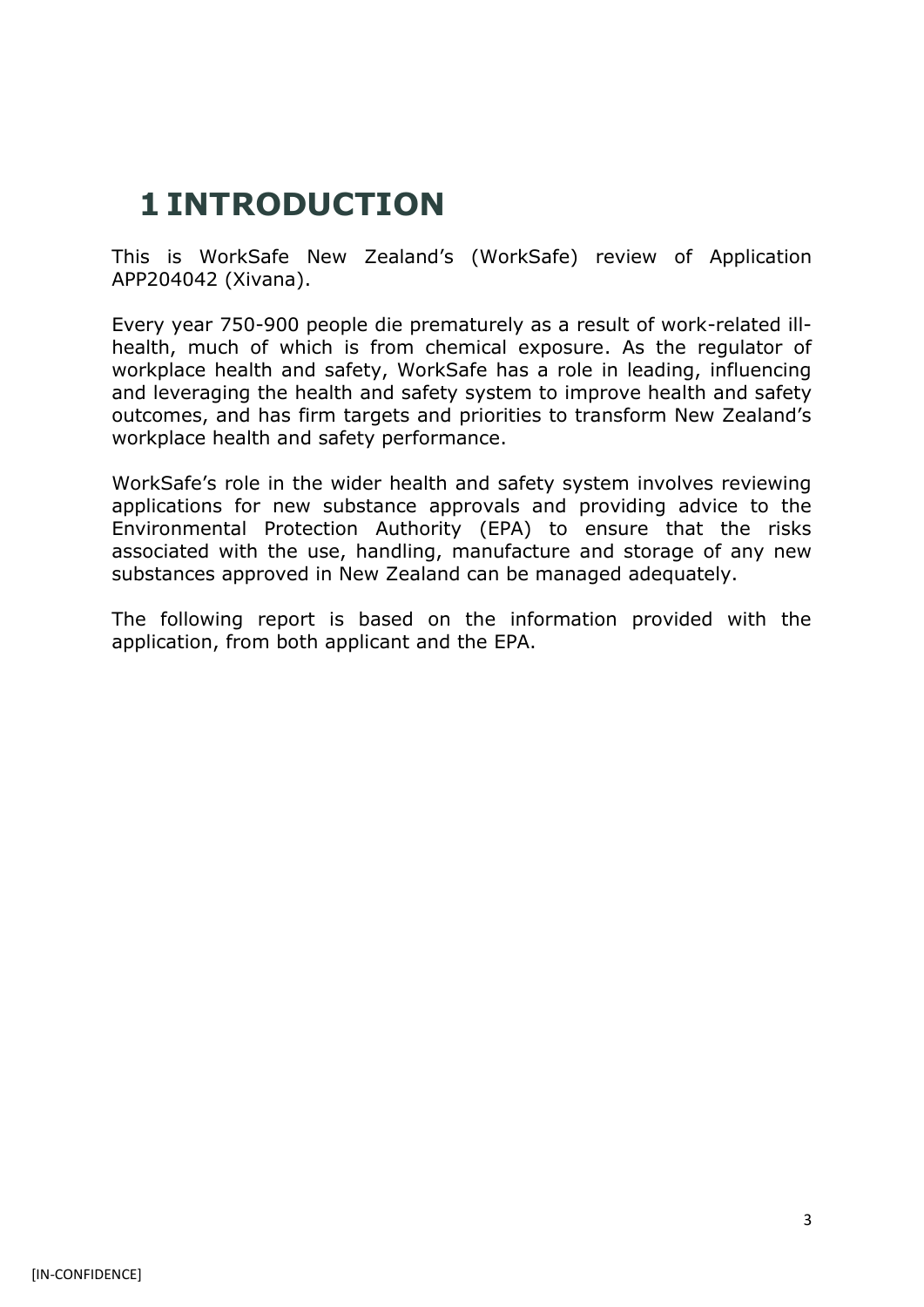# 1 INTRODUCTION

This is WorkSafe New Zealand's (WorkSafe) review of Application APP204042 (Xivana).

Every year 750-900 people die prematurely as a result of work-related ill-health, much of which is from chemical exposure. As the regulator of workplace health and safety, WorkSafe has a role in leading, influencing and leveraging the health and safety system to improve health and safety outcomes, and has firm targets and priorities to transform New Zealand's workplace health and safety performance.

WorkSafe's role in the wider health and safety system involves reviewing applications for new substance approvals and providing advice to the Environmental Protection Authority (EPA) to ensure that the risks associated with the use, handling, manufacture and storage of any new substances approved in New Zealand can be managed adequately.

The following report is based on the information provided with the application, from both applicant and the EPA.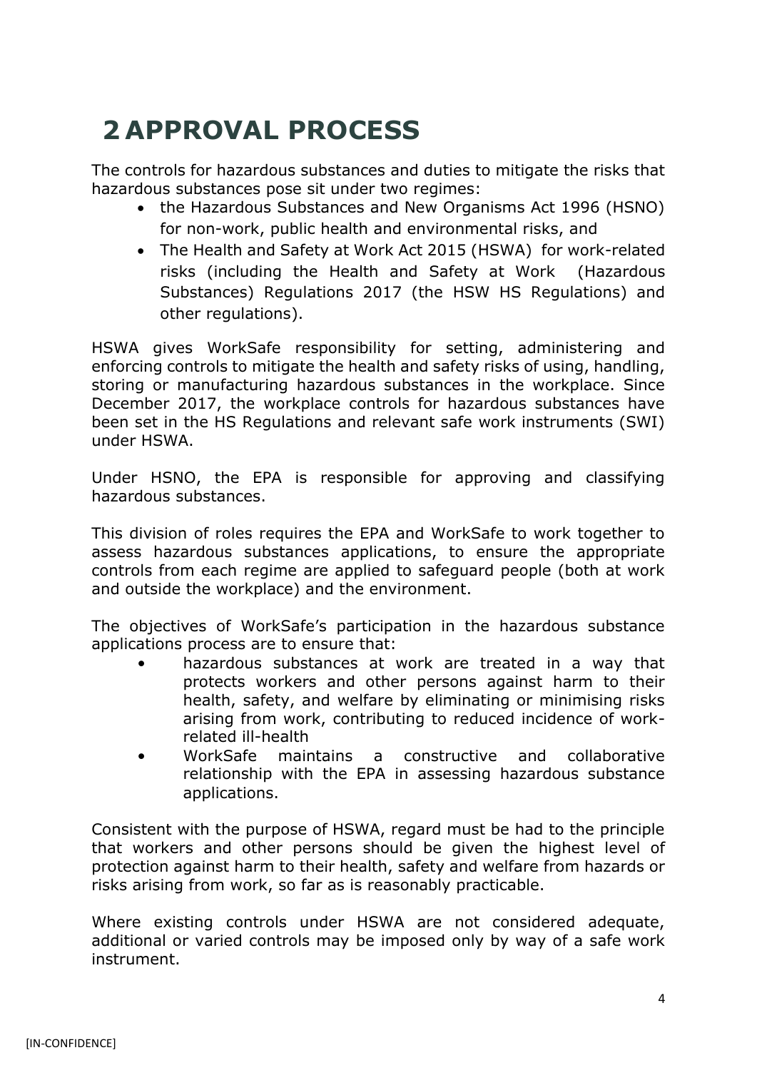# 2 APPROVAL PROCESS

The controls for hazardous substances and duties to mitigate the risks that hazardous substances pose sit under two regimes:

- the Hazardous Substances and New Organisms Act 1996 (HSNO) for non-work, public health and environmental risks, and
- The Health and Safety at Work Act 2015 (HSWA) for work-related risks (including the Health and Safety at Work (Hazardous Substances) Regulations 2017 (the HSW HS Regulations) and other regulations).

HSWA gives WorkSafe responsibility for setting, administering and enforcing controls to mitigate the health and safety risks of using, handling, storing or manufacturing hazardous substances in the workplace. Since December 2017, the workplace controls for hazardous substances have been set in the HS Regulations and relevant safe work instruments (SWI) under HSWA.

Under HSNO, the EPA is responsible for approving and classifying hazardous substances.

This division of roles requires the EPA and WorkSafe to work together to assess hazardous substances applications, to ensure the appropriate controls from each regime are applied to safeguard people (both at work and outside the workplace) and the environment.

The objectives of WorkSafe's participation in the hazardous substance applications process are to ensure that:

- hazardous substances at work are treated in a way that protects workers and other persons against harm to their health, safety, and welfare by eliminating or minimising risks arising from work, contributing to reduced incidence of work-related ill-health
- WorkSafe maintains a constructive and collaborative relationship with the EPA in assessing hazardous substance applications.

Consistent with the purpose of HSWA, regard must be had to the principle that workers and other persons should be given the highest level of protection against harm to their health, safety and welfare from hazards or risks arising from work, so far as is reasonably practicable.

Where existing controls under HSWA are not considered adequate, additional or varied controls may be imposed only by way of a safe work instrument.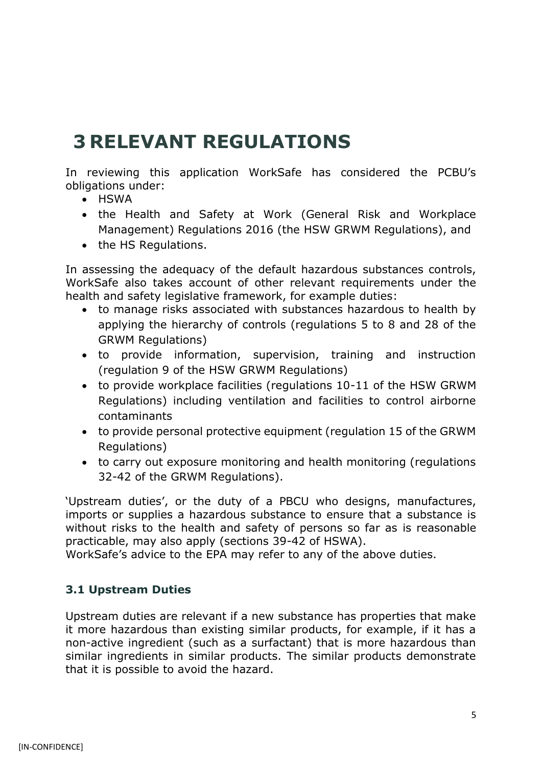# 3 RELEVANT REGULATIONS

In reviewing this application WorkSafe has considered the PCBU's obligations under:

- HSWA
- the Health and Safety at Work (General Risk and Workplace Management) Regulations 2016 (the HSW GRWM Regulations), and
- the HS Regulations.

In assessing the adequacy of the default hazardous substances controls, WorkSafe also takes account of other relevant requirements under the health and safety legislative framework, for example duties:

- to manage risks associated with substances hazardous to health by applying the hierarchy of controls (regulations 5 to 8 and 28 of the GRWM Regulations)
- to provide information, supervision, training and instruction (regulation 9 of the HSW GRWM Regulations)
- to provide workplace facilities (regulations 10-11 of the HSW GRWM Regulations) including ventilation and facilities to control airborne contaminants
- to provide personal protective equipment (regulation 15 of the GRWM Regulations)
- to carry out exposure monitoring and health monitoring (regulations 32-42 of the GRWM Regulations).

'Upstream duties', or the duty of a PBCU who designs, manufactures, imports or supplies a hazardous substance to ensure that a substance is without risks to the health and safety of persons so far as is reasonable practicable, may also apply (sections 39-42 of HSWA).
WorkSafe's advice to the EPA may refer to any of the above duties.

### 3.1 Upstream Duties

Upstream duties are relevant if a new substance has properties that make it more hazardous than existing similar products, for example, if it has a non-active ingredient (such as a surfactant) that is more hazardous than similar ingredients in similar products. The similar products demonstrate that it is possible to avoid the hazard.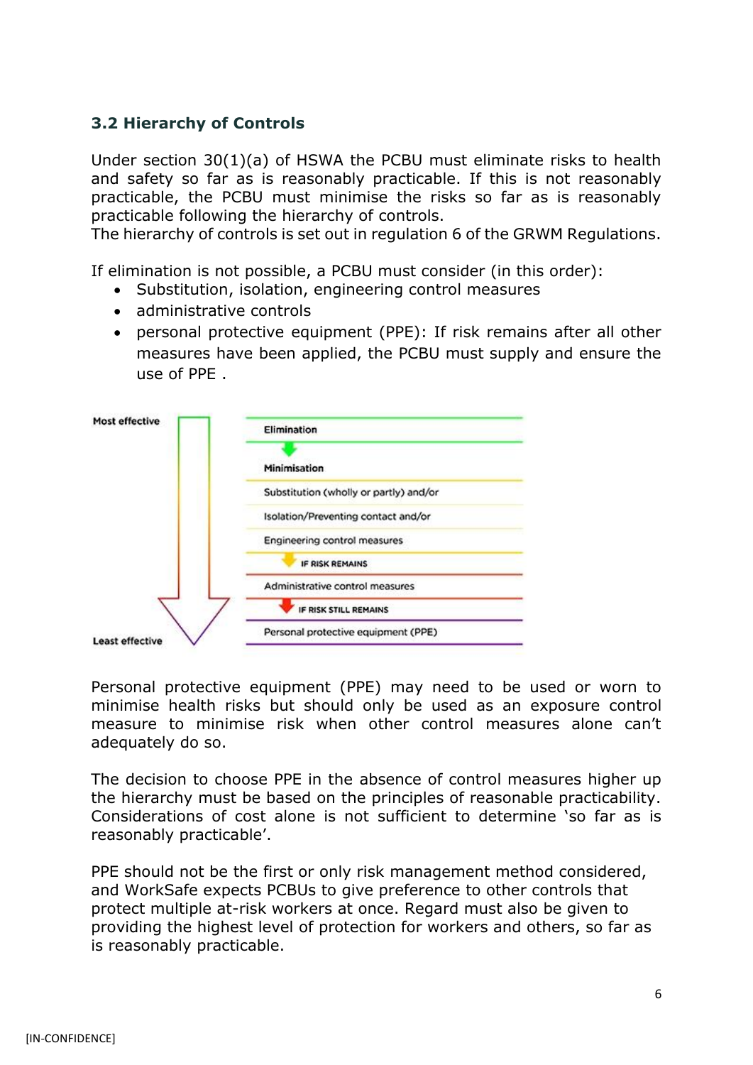### 3.2 Hierarchy of Controls

Under section 30(1)(a) of HSWA the PCBU must eliminate risks to health and safety so far as is reasonably practicable. If this is not reasonably practicable, the PCBU must minimise the risks so far as is reasonably practicable following the hierarchy of controls.
The hierarchy of controls is set out in regulation 6 of the GRWM Regulations.

If elimination is not possible, a PCBU must consider (in this order):

- Substitution, isolation, engineering control measures
- administrative controls
- personal protective equipment (PPE): If risk remains after all other measures have been applied, the PCBU must supply and ensure the use of PPE .

Most effective

Elimination

Minimisation

Substitution (wholly or partly) and/or

Isolation/Preventing contact and/or

Engineering control measures

IF RISK REMAINS

Administrative control measures

IF RISK STILL REMAINS

Personal protective equipment (PPE)

Least effective

Personal protective equipment (PPE) may need to be used or worn to minimise health risks but should only be used as an exposure control measure to minimise risk when other control measures alone can't adequately do so.

The decision to choose PPE in the absence of control measures higher up the hierarchy must be based on the principles of reasonable practicability. Considerations of cost alone is not sufficient to determine 'so far as is reasonably practicable'.

PPE should not be the first or only risk management method considered, and WorkSafe expects PCBUs to give preference to other controls that protect multiple at-risk workers at once. Regard must also be given to providing the highest level of protection for workers and others, so far as is reasonably practicable.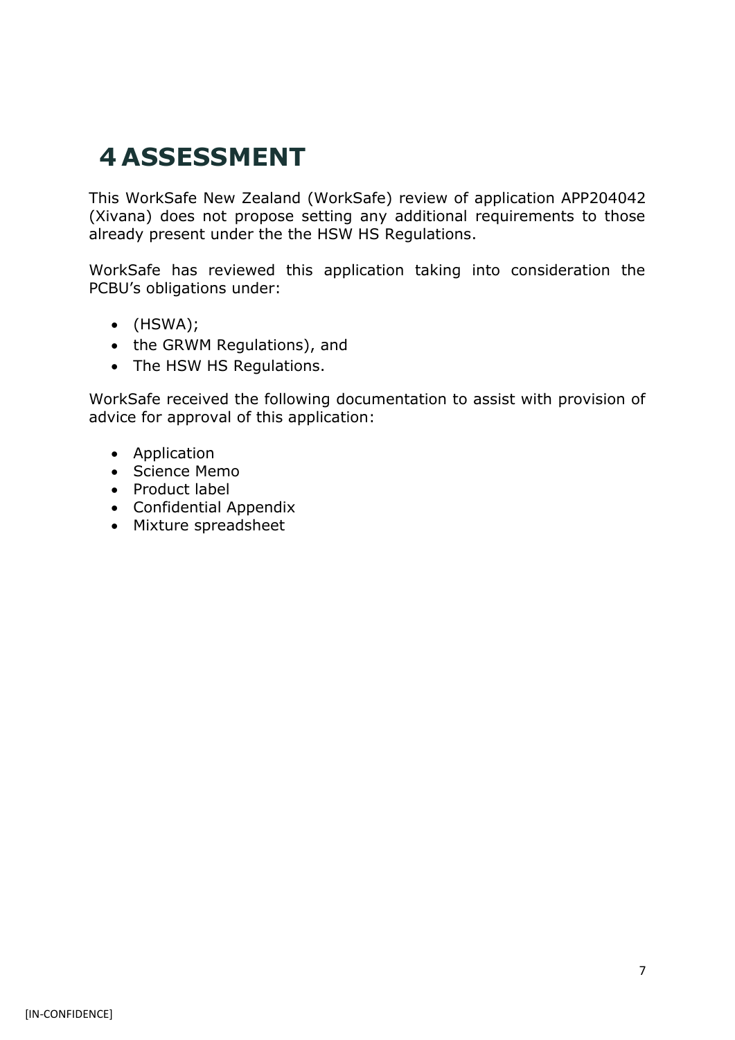# 4 ASSESSMENT

This WorkSafe New Zealand (WorkSafe) review of application APP204042 (Xivana) does not propose setting any additional requirements to those already present under the the HSW HS Regulations.

WorkSafe has reviewed this application taking into consideration the PCBU's obligations under:

- (HSWA);
- the GRWM Regulations), and
- The HSW HS Regulations.

WorkSafe received the following documentation to assist with provision of advice for approval of this application:

- Application
- Science Memo
- Product label
- Confidential Appendix
- Mixture spreadsheet

[IN-CONFIDENCE]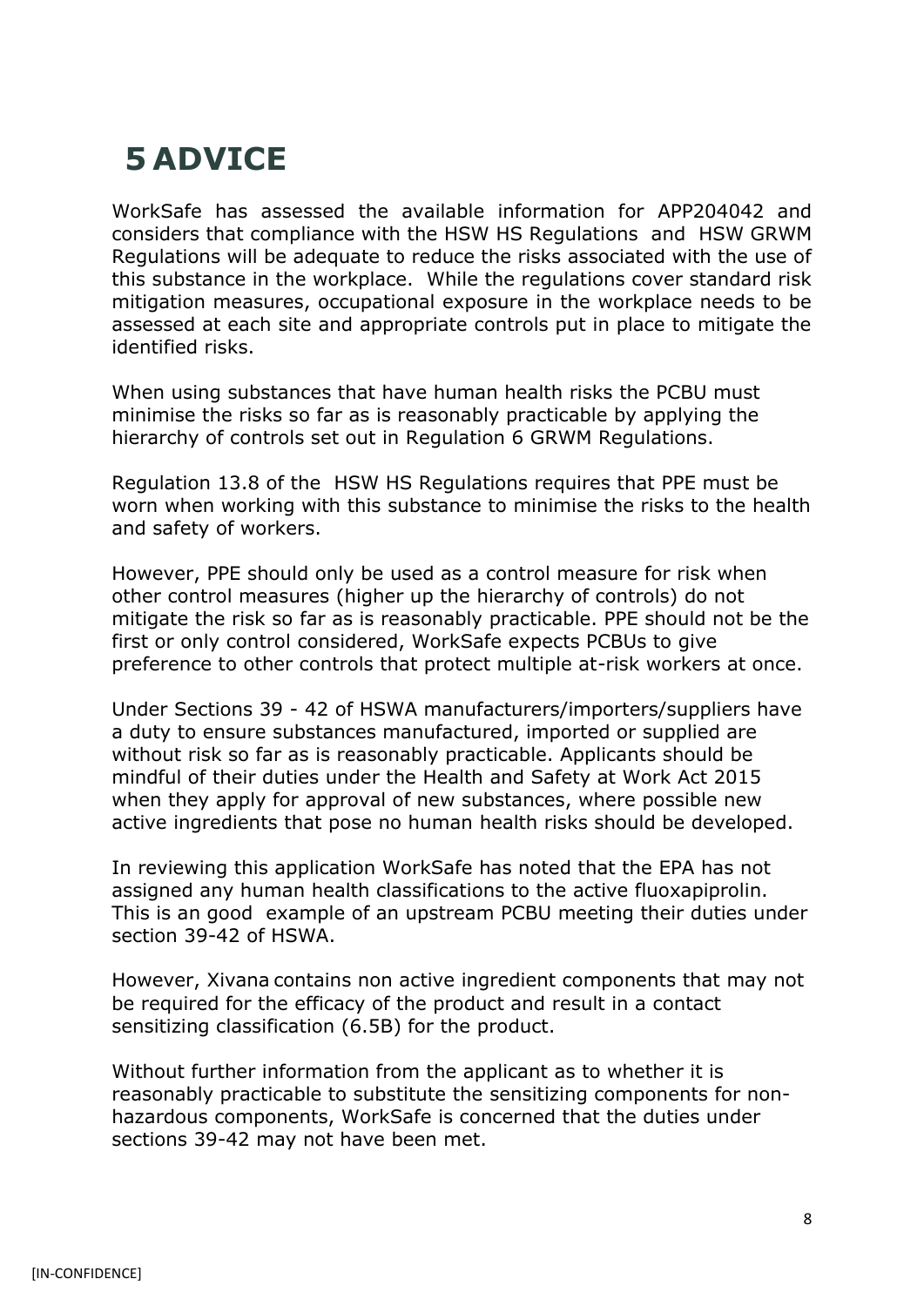# 5 ADVICE

WorkSafe has assessed the available information for APP204042 and considers that compliance with the HSW HS Regulations and HSW GRWM Regulations will be adequate to reduce the risks associated with the use of this substance in the workplace. While the regulations cover standard risk mitigation measures, occupational exposure in the workplace needs to be assessed at each site and appropriate controls put in place to mitigate the identified risks.

When using substances that have human health risks the PCBU must minimise the risks so far as is reasonably practicable by applying the hierarchy of controls set out in Regulation 6 GRWM Regulations.

Regulation 13.8 of the HSW HS Regulations requires that PPE must be worn when working with this substance to minimise the risks to the health and safety of workers.

However, PPE should only be used as a control measure for risk when other control measures (higher up the hierarchy of controls) do not mitigate the risk so far as is reasonably practicable. PPE should not be the first or only control considered, WorkSafe expects PCBUs to give preference to other controls that protect multiple at-risk workers at once.

Under Sections 39 - 42 of HSWA manufacturers/importers/suppliers have a duty to ensure substances manufactured, imported or supplied are without risk so far as is reasonably practicable. Applicants should be mindful of their duties under the Health and Safety at Work Act 2015 when they apply for approval of new substances, where possible new active ingredients that pose no human health risks should be developed.

In reviewing this application WorkSafe has noted that the EPA has not assigned any human health classifications to the active fluoxapiprolin. This is an good example of an upstream PCBU meeting their duties under section 39-42 of HSWA.

However, Xivana contains non active ingredient components that may not be required for the efficacy of the product and result in a contact sensitizing classification (6.5B) for the product.

Without further information from the applicant as to whether it is reasonably practicable to substitute the sensitizing components for non-hazardous components, WorkSafe is concerned that the duties under sections 39-42 may not have been met.